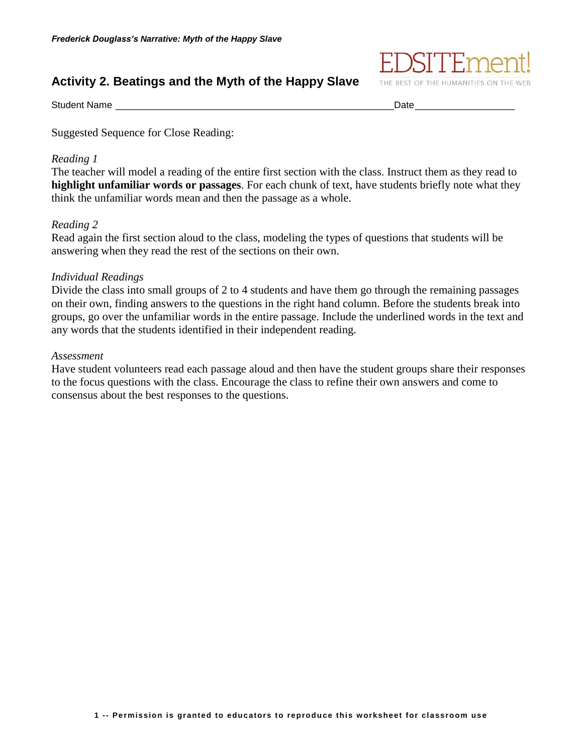*Frederick Douglass's Narrative: Myth of the Happy Slave*

EDSITEment! THE BEST OF THE HUMANITIES ON THE WEB

## Activity 2. Beatings and the Myth of the Happy Slave

Student Name \_\_\_\_\_\_\_\_\_\_\_\_\_\_\_\_\_\_\_\_\_\_\_\_\_\_\_\_\_\_\_\_\_\_\_\_\_\_\_\_\_\_\_\_\_\_\_\_\_\_Date\_\_\_\_\_\_\_\_\_\_\_\_\_\_\_\_\_\_

Suggested Sequence for Close Reading:

*Reading 1*

The teacher will model a reading of the entire first section with the class. Instruct them as they read to **highlight unfamiliar words or passages**. For each chunk of text, have students briefly note what they think the unfamiliar words mean and then the passage as a whole.

*Reading 2*

Read again the first section aloud to the class, modeling the types of questions that students will be answering when they read the rest of the sections on their own.

*Individual Readings*

Divide the class into small groups of 2 to 4 students and have them go through the remaining passages on their own, finding answers to the questions in the right hand column. Before the students break into groups, go over the unfamiliar words in the entire passage. Include the underlined words in the text and any words that the students identified in their independent reading.

*Assessment*

Have student volunteers read each passage aloud and then have the student groups share their responses to the focus questions with the class. Encourage the class to refine their own answers and come to consensus about the best responses to the questions.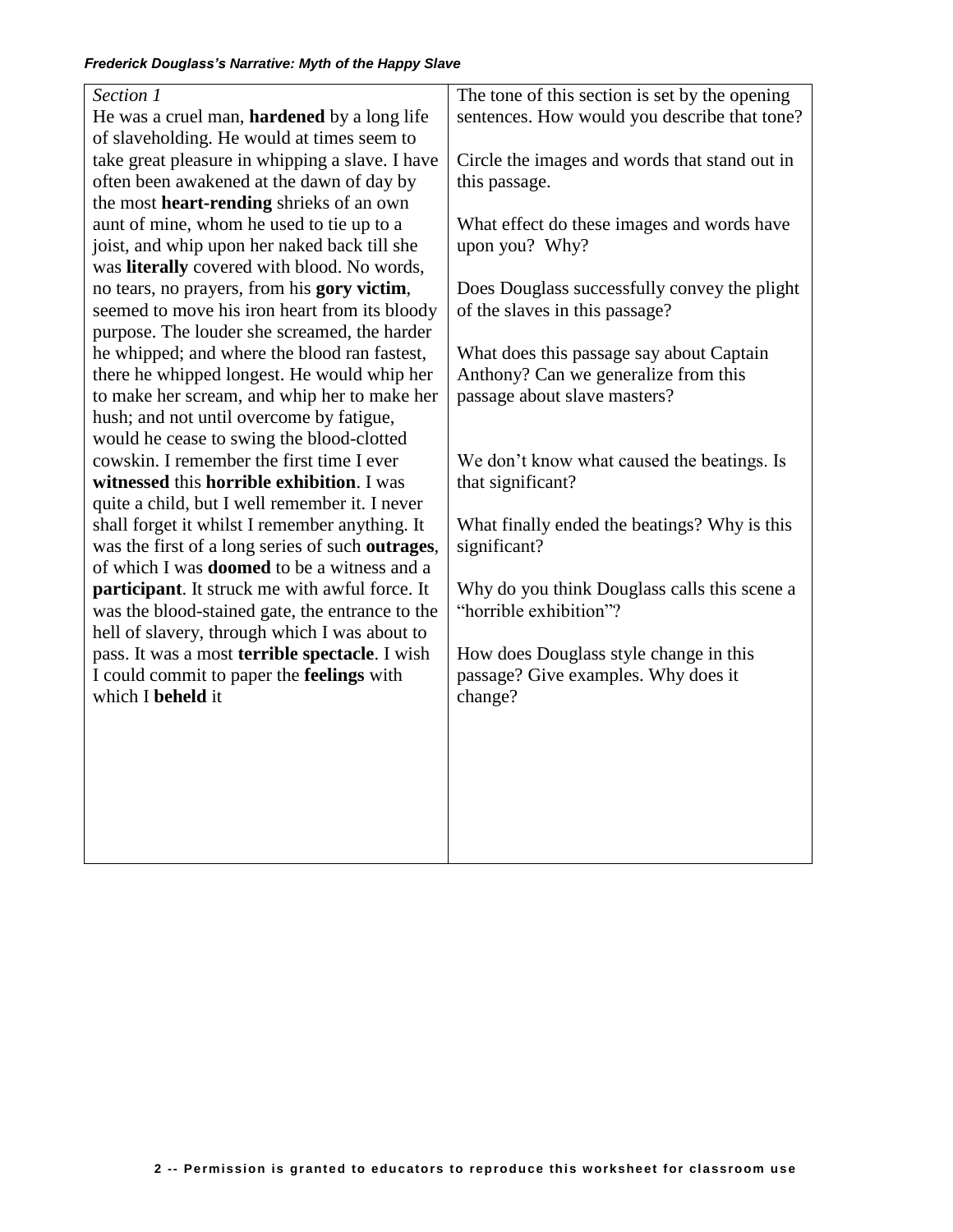| *Section 1*<br>He was a cruel man, **hardened** by a long life of slaveholding. He would at times seem to take great pleasure in whipping a slave. I have often been awakened at the dawn of day by the most **heart-rending** shrieks of an own aunt of mine, whom he used to tie up to a joist, and whip upon her naked back till she was **literally** covered with blood. No words, no tears, no prayers, from his **gory victim**, seemed to move his iron heart from its bloody purpose. The louder she screamed, the harder he whipped; and where the blood ran fastest, there he whipped longest. He would whip her to make her scream, and whip her to make her hush; and not until overcome by fatigue, would he cease to swing the blood-clotted cowskin. I remember the first time I ever **witnessed** this **horrible exhibition**. I was quite a child, but I well remember it. I never shall forget it whilst I remember anything. It was the first of a long series of such **outrages**, of which I was **doomed** to be a witness and a **participant**. It struck me with awful force. It was the blood-stained gate, the entrance to the hell of slavery, through which I was about to pass. It was a most **terrible spectacle**. I wish I could commit to paper the **feelings** with which I **beheld** it | The tone of this section is set by the opening sentences. How would you describe that tone?<br><br>Circle the images and words that stand out in this passage.<br><br>What effect do these images and words have upon you? Why?<br><br>Does Douglass successfully convey the plight of the slaves in this passage?<br><br>What does this passage say about Captain Anthony? Can we generalize from this passage about slave masters?<br><br>We don't know what caused the beatings. Is that significant?<br><br>What finally ended the beatings? Why is this significant?<br><br>Why do you think Douglass calls this scene a "horrible exhibition"?<br><br>How does Douglass style change in this passage? Give examples. Why does it change? |
|---|---|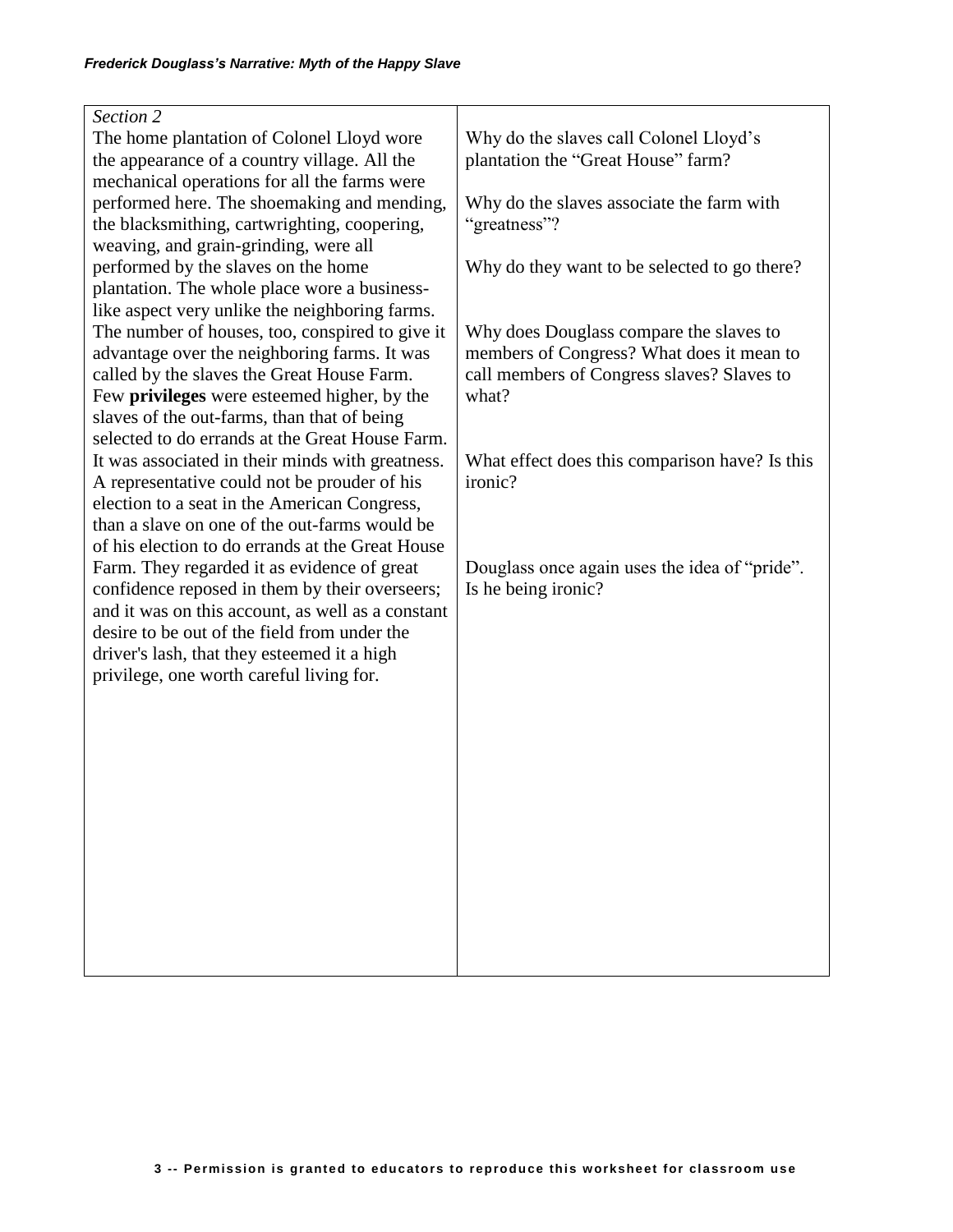| *Section 2*<br>The home plantation of Colonel Lloyd wore the appearance of a country village. All the mechanical operations for all the farms were performed here. The shoemaking and mending, the blacksmithing, cartwrighting, coopering, weaving, and grain-grinding, were all performed by the slaves on the home plantation. The whole place wore a business-like aspect very unlike the neighboring farms. The number of houses, too, conspired to give it advantage over the neighboring farms. It was called by the slaves the Great House Farm. Few **privileges** were esteemed higher, by the slaves of the out-farms, than that of being selected to do errands at the Great House Farm. It was associated in their minds with greatness. A representative could not be prouder of his election to a seat in the American Congress, than a slave on one of the out-farms would be of his election to do errands at the Great House Farm. They regarded it as evidence of great confidence reposed in them by their overseers; and it was on this account, as well as a constant desire to be out of the field from under the driver's lash, that they esteemed it a high privilege, one worth careful living for. | Why do the slaves call Colonel Lloyd's plantation the "Great House" farm?<br><br>Why do the slaves associate the farm with "greatness"?<br><br>Why do they want to be selected to go there?<br><br>Why does Douglass compare the slaves to members of Congress? What does it mean to call members of Congress slaves? Slaves to what?<br><br>What effect does this comparison have? Is this ironic?<br><br>Douglass once again uses the idea of "pride". Is he being ironic? |
|---|---|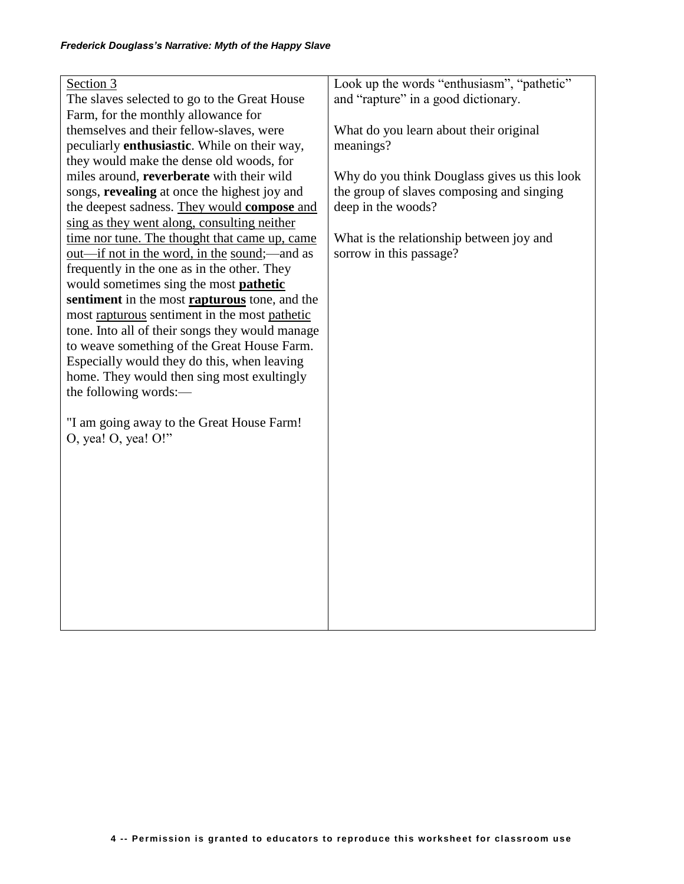| Section 3<br>The slaves selected to go to the Great House Farm, for the monthly allowance for themselves and their fellow-slaves, were peculiarly **enthusiastic**. While on their way, they would make the dense old woods, for miles around, **reverberate** with their wild songs, **revealing** at once the highest joy and the deepest sadness. <u>They would **compose** and sing as they went along, consulting neither time nor tune. The thought that came up, came out—if not in the word, in the</u> <u>sound</u>;—and as frequently in the one as in the other. They would sometimes sing the most **<u>pathetic</u> sentiment** in the most **<u>rapturous</u>** tone, and the most <u>rapturous</u> sentiment in the most <u>pathetic</u> tone. Into all of their songs they would manage to weave something of the Great House Farm. Especially would they do this, when leaving home. They would then sing most exultingly the following words:—<br><br>"I am going away to the Great House Farm!<br>O, yea! O, yea! O!" | Look up the words "enthusiasm", "pathetic" and "rapture" in a good dictionary.<br><br>What do you learn about their original meanings?<br><br>Why do you think Douglass gives us this look the group of slaves composing and singing deep in the woods?<br><br>What is the relationship between joy and sorrow in this passage? |
|---|---|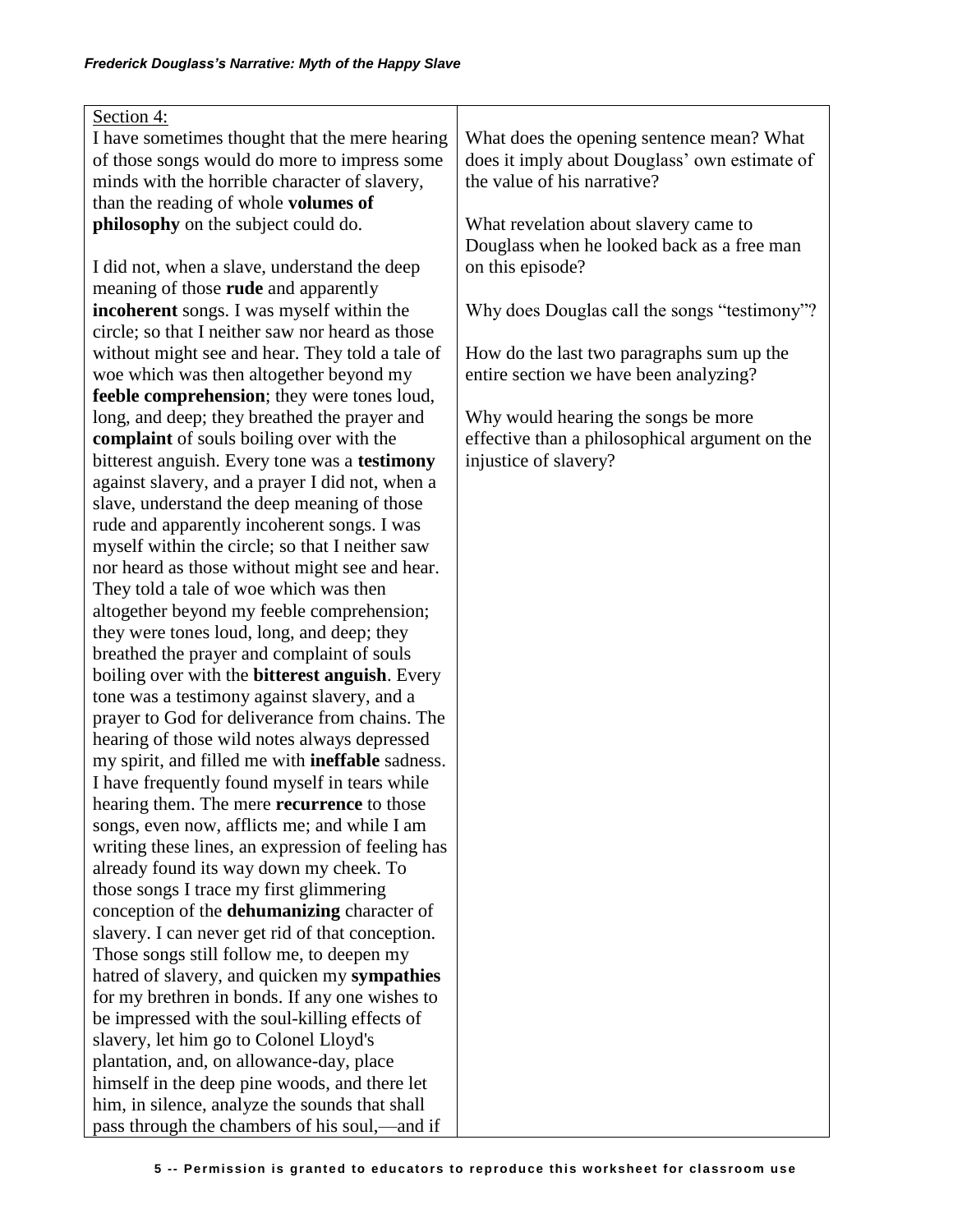| Section 4: I have sometimes thought that the mere hearing of those songs would do more to impress some minds with the horrible character of slavery, than the reading of whole **volumes of philosophy** on the subject could do.<br><br>I did not, when a slave, understand the deep meaning of those **rude** and apparently **incoherent** songs. I was myself within the circle; so that I neither saw nor heard as those without might see and hear. They told a tale of woe which was then altogether beyond my **feeble comprehension**; they were tones loud, long, and deep; they breathed the prayer and **complaint** of souls boiling over with the bitterest anguish. Every tone was a **testimony** against slavery, and a prayer I did not, when a slave, understand the deep meaning of those rude and apparently incoherent songs. I was myself within the circle; so that I neither saw nor heard as those without might see and hear. They told a tale of woe which was then altogether beyond my feeble comprehension; they were tones loud, long, and deep; they breathed the prayer and complaint of souls boiling over with the **bitterest anguish**. Every tone was a testimony against slavery, and a prayer to God for deliverance from chains. The hearing of those wild notes always depressed my spirit, and filled me with **ineffable** sadness. I have frequently found myself in tears while hearing them. The mere **recurrence** to those songs, even now, afflicts me; and while I am writing these lines, an expression of feeling has already found its way down my cheek. To those songs I trace my first glimmering conception of the **dehumanizing** character of slavery. I can never get rid of that conception. Those songs still follow me, to deepen my hatred of slavery, and quicken my **sympathies** for my brethren in bonds. If any one wishes to be impressed with the soul-killing effects of slavery, let him go to Colonel Lloyd's plantation, and, on allowance-day, place himself in the deep pine woods, and there let him, in silence, analyze the sounds that shall pass through the chambers of his soul,—and if | What does the opening sentence mean? What does it imply about Douglass' own estimate of the value of his narrative?<br><br>What revelation about slavery came to Douglass when he looked back as a free man on this episode?<br><br>Why does Douglas call the songs "testimony"?<br><br>How do the last two paragraphs sum up the entire section we have been analyzing?<br><br>Why would hearing the songs be more effective than a philosophical argument on the injustice of slavery? |
|---|---|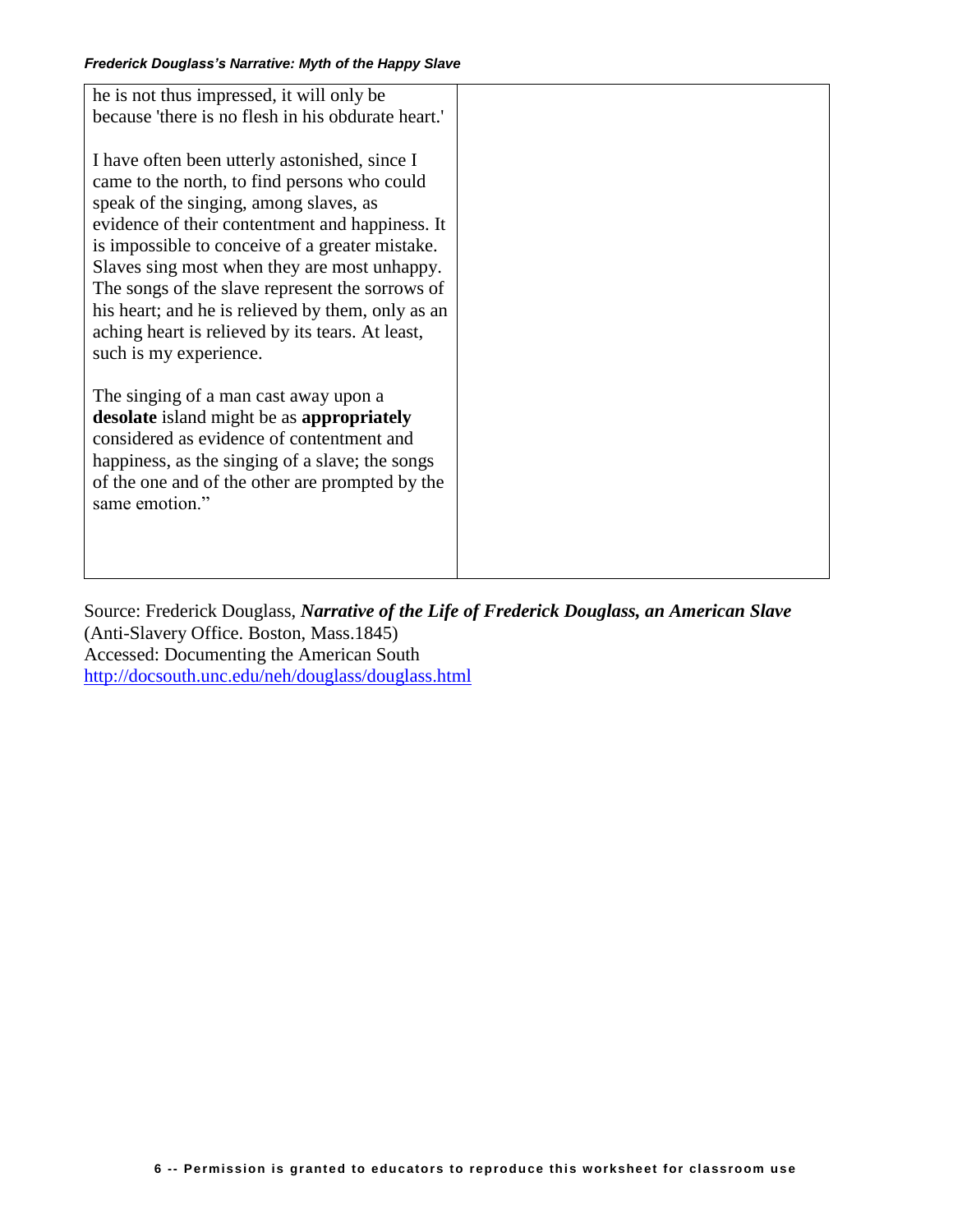| | |
|---|---|
| he is not thus impressed, it will only be because 'there is no flesh in his obdurate heart.'<br><br>I have often been utterly astonished, since I came to the north, to find persons who could speak of the singing, among slaves, as evidence of their contentment and happiness. It is impossible to conceive of a greater mistake. Slaves sing most when they are most unhappy. The songs of the slave represent the sorrows of his heart; and he is relieved by them, only as an aching heart is relieved by its tears. At least, such is my experience.<br><br>The singing of a man cast away upon a **desolate** island might be as **appropriately** considered as evidence of contentment and happiness, as the singing of a slave; the songs of the one and of the other are prompted by the same emotion." | |

Source: Frederick Douglass, ***Narrative of the Life of Frederick Douglass, an American Slave*** (Anti-Slavery Office. Boston, Mass.1845)
Accessed: Documenting the American South
http://docsouth.unc.edu/neh/douglass/douglass.html

**Permission is granted to educators to reproduce this worksheet for classroom use**